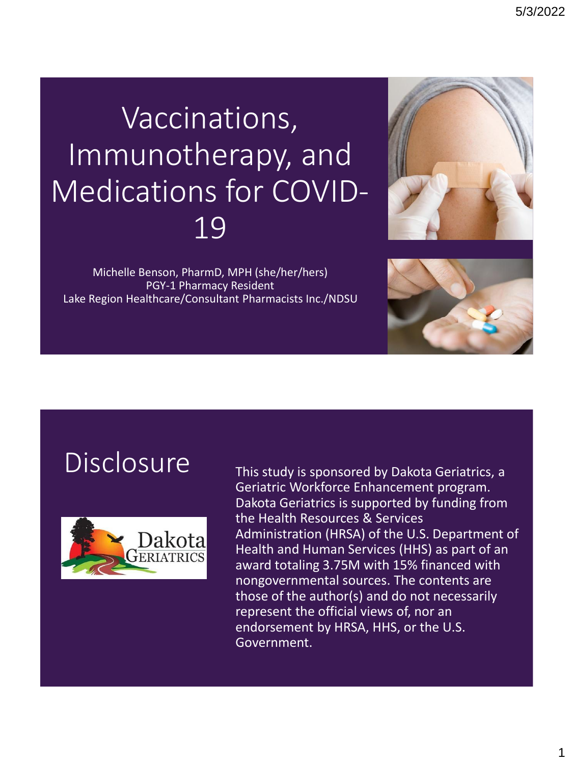# Vaccinations, Immunotherapy, and Medications for COVID-19

Michelle Benson, PharmD, MPH (she/her/hers)
PGY-1 Pharmacy Resident
Lake Region Healthcare/Consultant Pharmacists Inc./NDSU

## Disclosure

This study is sponsored by Dakota Geriatrics, a Geriatric Workforce Enhancement program. Dakota Geriatrics is supported by funding from the Health Resources & Services Administration (HRSA) of the U.S. Department of Health and Human Services (HHS) as part of an award totaling 3.75M with 15% financed with nongovernmental sources. The contents are those of the author(s) and do not necessarily represent the official views of, nor an endorsement by HRSA, HHS, or the U.S. Government.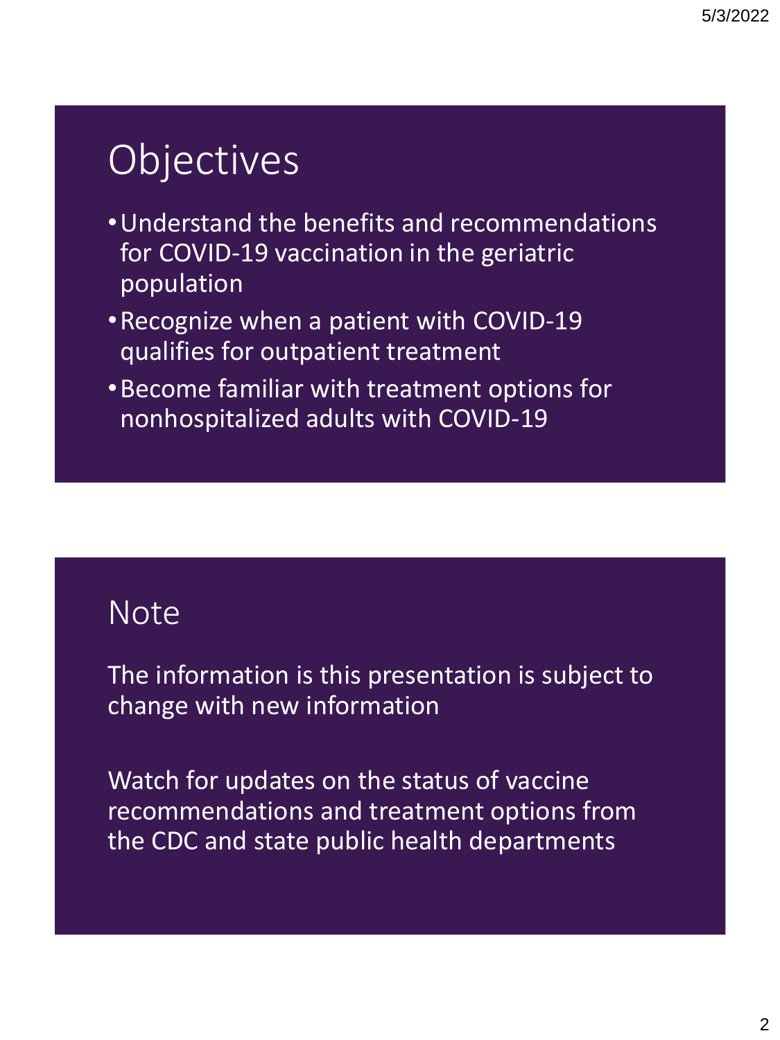# Objectives

- Understand the benefits and recommendations for COVID-19 vaccination in the geriatric population
- Recognize when a patient with COVID-19 qualifies for outpatient treatment
- Become familiar with treatment options for nonhospitalized adults with COVID-19

# Note

The information is this presentation is subject to change with new information

Watch for updates on the status of vaccine recommendations and treatment options from the CDC and state public health departments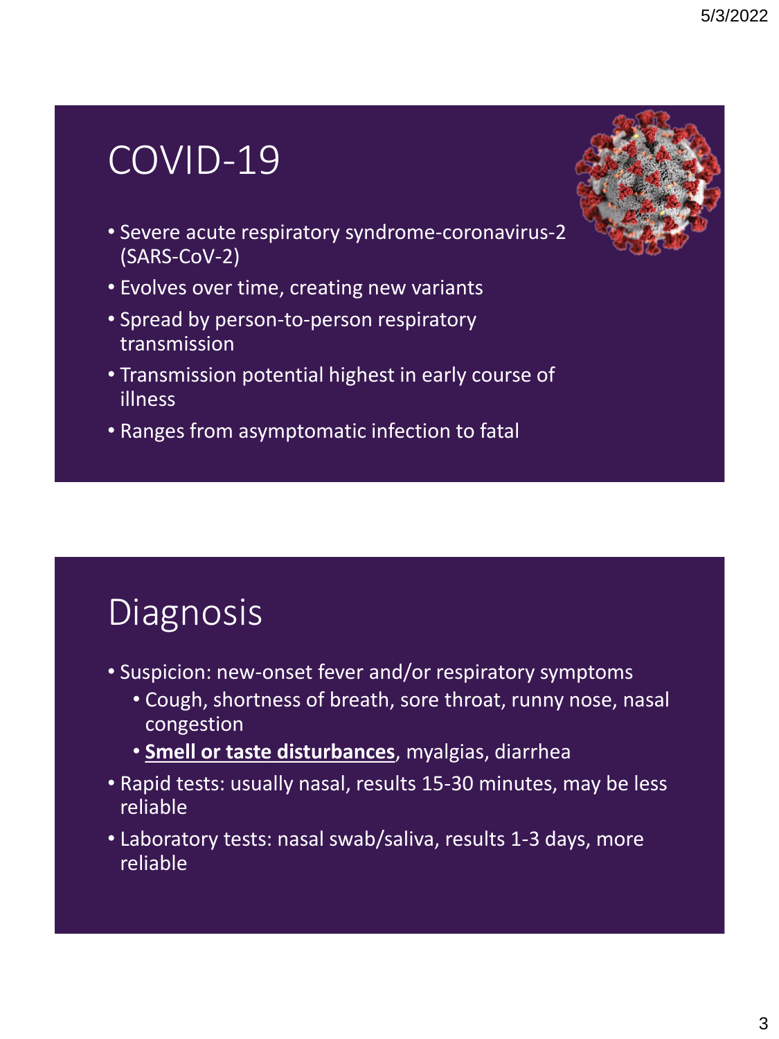# COVID-19

- Severe acute respiratory syndrome-coronavirus-2 (SARS-CoV-2)
- Evolves over time, creating new variants
- Spread by person-to-person respiratory transmission
- Transmission potential highest in early course of illness
- Ranges from asymptomatic infection to fatal

# Diagnosis

- Suspicion: new-onset fever and/or respiratory symptoms
  - Cough, shortness of breath, sore throat, runny nose, nasal congestion
  - **<u>Smell or taste disturbances</u>**, myalgias, diarrhea
- Rapid tests: usually nasal, results 15-30 minutes, may be less reliable
- Laboratory tests: nasal swab/saliva, results 1-3 days, more reliable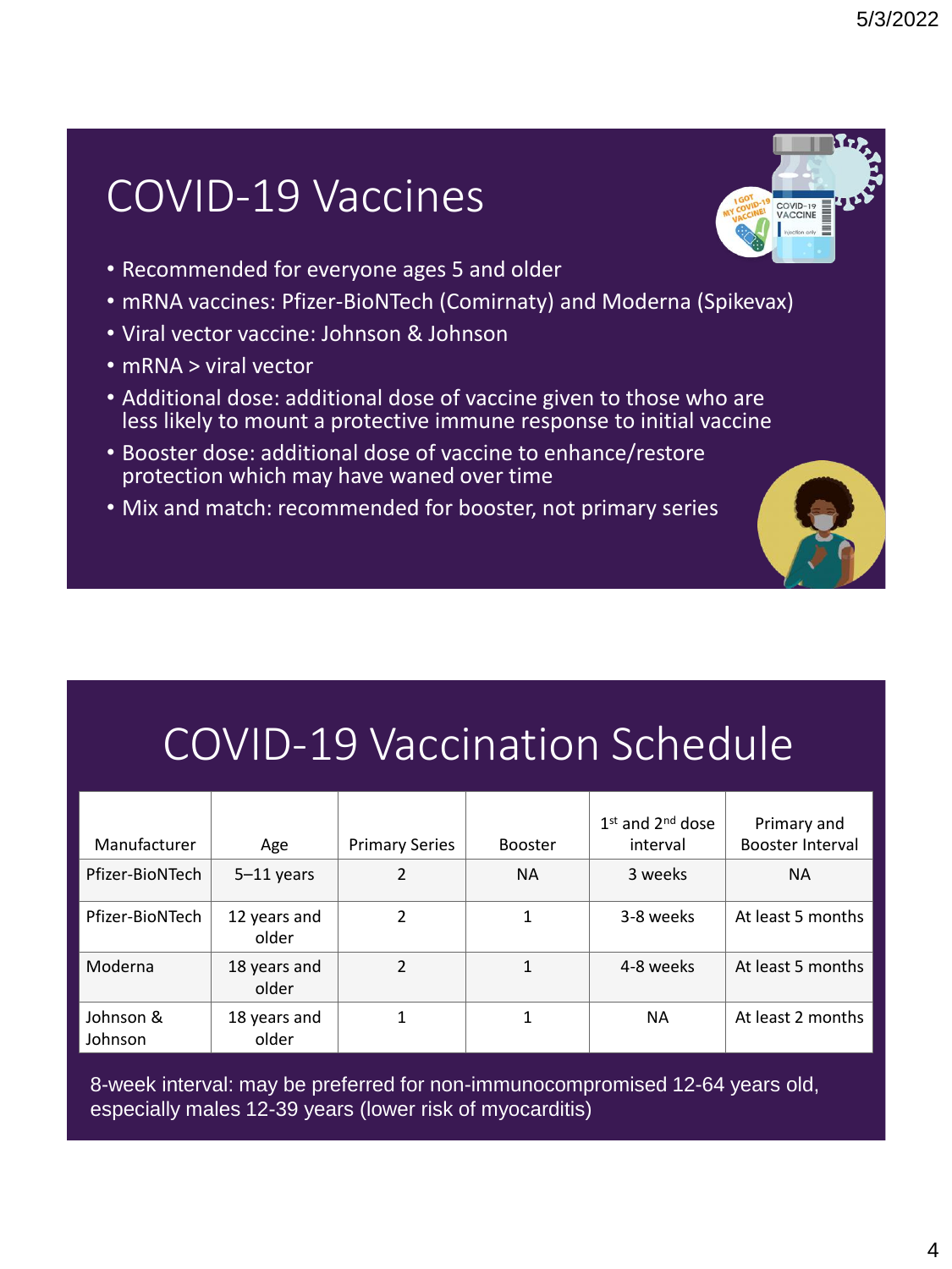# COVID-19 Vaccines

- Recommended for everyone ages 5 and older
- mRNA vaccines: Pfizer-BioNTech (Comirnaty) and Moderna (Spikevax)
- Viral vector vaccine: Johnson & Johnson
- mRNA > viral vector
- Additional dose: additional dose of vaccine given to those who are less likely to mount a protective immune response to initial vaccine
- Booster dose: additional dose of vaccine to enhance/restore protection which may have waned over time
- Mix and match: recommended for booster, not primary series

# COVID-19 Vaccination Schedule

| Manufacturer | Age | Primary Series | Booster | 1st and 2nd dose interval | Primary and Booster Interval |
|---|---|---|---|---|---|
| Pfizer-BioNTech | 5–11 years | 2 | NA | 3 weeks | NA |
| Pfizer-BioNTech | 12 years and older | 2 | 1 | 3-8 weeks | At least 5 months |
| Moderna | 18 years and older | 2 | 1 | 4-8 weeks | At least 5 months |
| Johnson & Johnson | 18 years and older | 1 | 1 | NA | At least 2 months |

8-week interval: may be preferred for non-immunocompromised 12-64 years old, especially males 12-39 years (lower risk of myocarditis)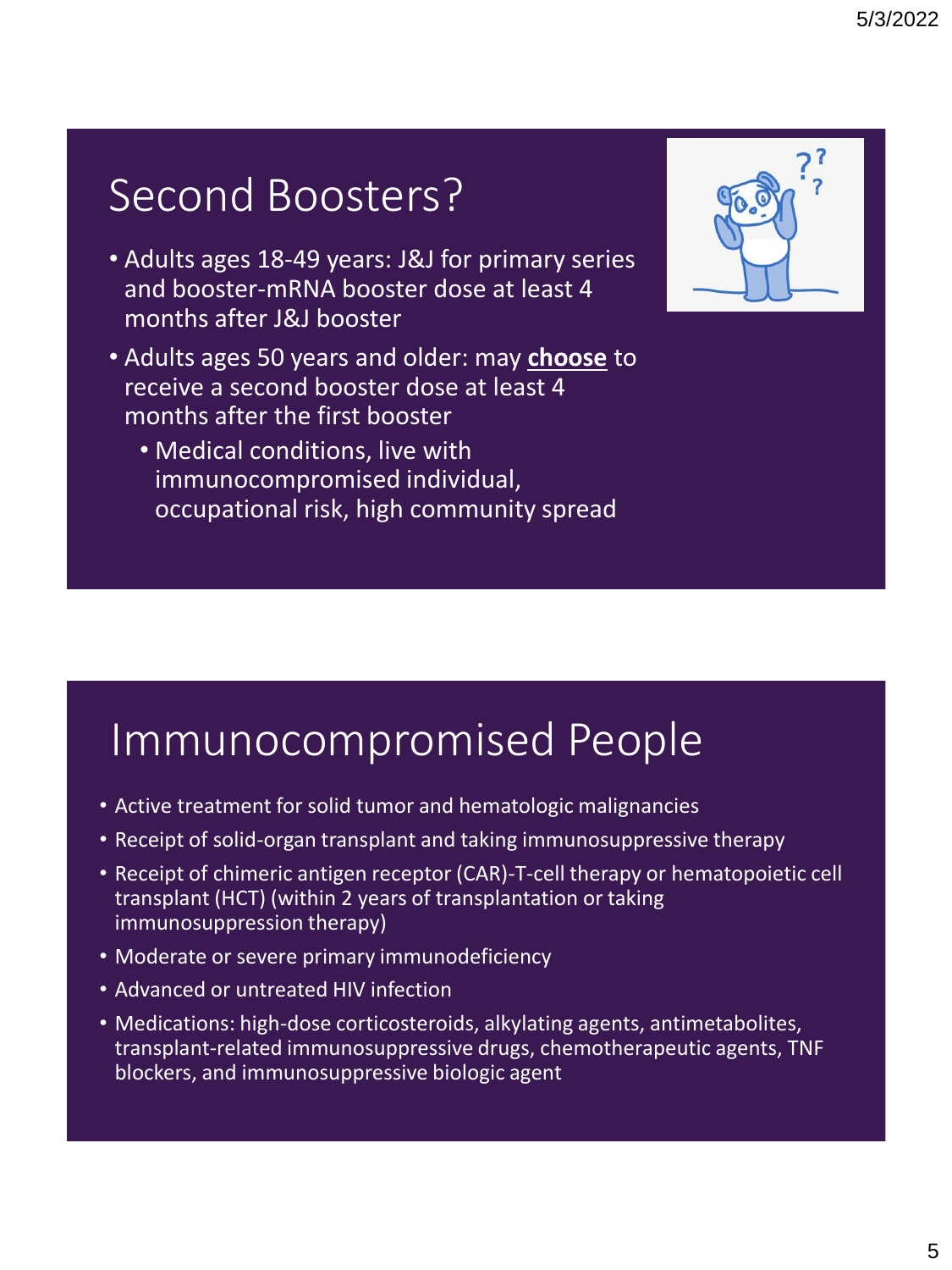## Second Boosters?

- Adults ages 18-49 years: J&J for primary series and booster-mRNA booster dose at least 4 months after J&J booster
- Adults ages 50 years and older: may **choose** to receive a second booster dose at least 4 months after the first booster
  - Medical conditions, live with immunocompromised individual, occupational risk, high community spread

## Immunocompromised People

- Active treatment for solid tumor and hematologic malignancies
- Receipt of solid-organ transplant and taking immunosuppressive therapy
- Receipt of chimeric antigen receptor (CAR)-T-cell therapy or hematopoietic cell transplant (HCT) (within 2 years of transplantation or taking immunosuppression therapy)
- Moderate or severe primary immunodeficiency
- Advanced or untreated HIV infection
- Medications: high-dose corticosteroids, alkylating agents, antimetabolites, transplant-related immunosuppressive drugs, chemotherapeutic agents, TNF blockers, and immunosuppressive biologic agent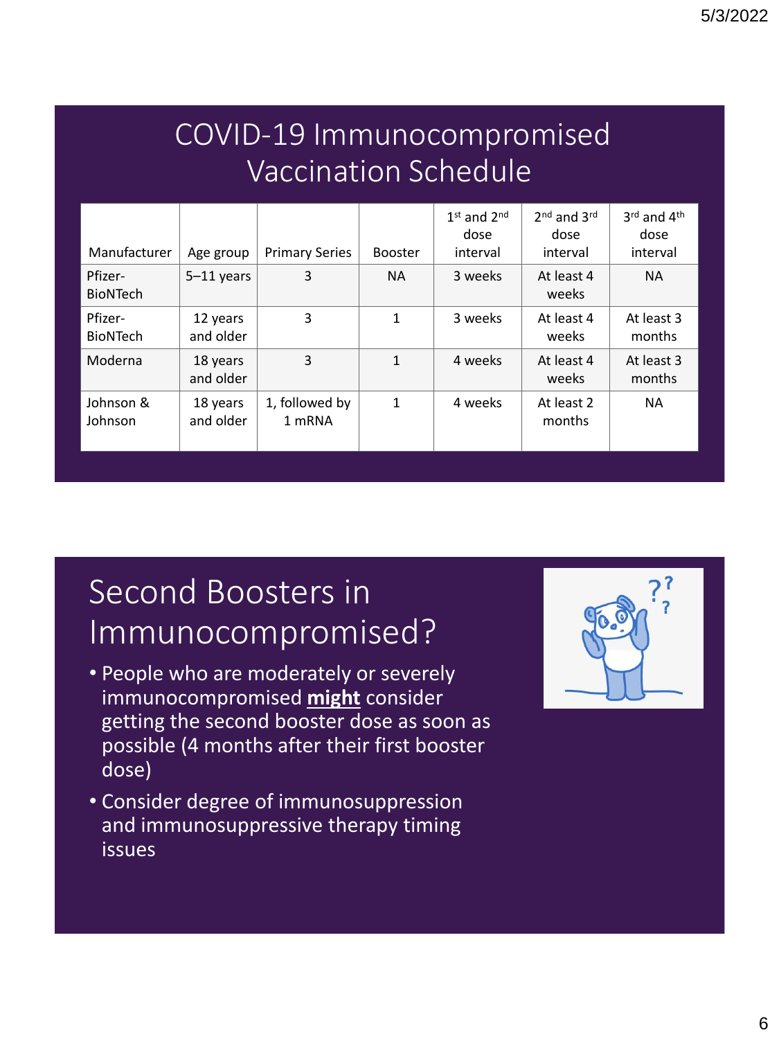# COVID-19 Immunocompromised Vaccination Schedule

| Manufacturer | Age group | Primary Series | Booster | 1st and 2nd dose interval | 2nd and 3rd dose interval | 3rd and 4th dose interval |
|---|---|---|---|---|---|---|
| Pfizer-BioNTech | 5–11 years | 3 | NA | 3 weeks | At least 4 weeks | NA |
| Pfizer-BioNTech | 12 years and older | 3 | 1 | 3 weeks | At least 4 weeks | At least 3 months |
| Moderna | 18 years and older | 3 | 1 | 4 weeks | At least 4 weeks | At least 3 months |
| Johnson & Johnson | 18 years and older | 1, followed by 1 mRNA | 1 | 4 weeks | At least 2 months | NA |

# Second Boosters in Immunocompromised?

- People who are moderately or severely immunocompromised **might** consider getting the second booster dose as soon as possible (4 months after their first booster dose)
- Consider degree of immunosuppression and immunosuppressive therapy timing issues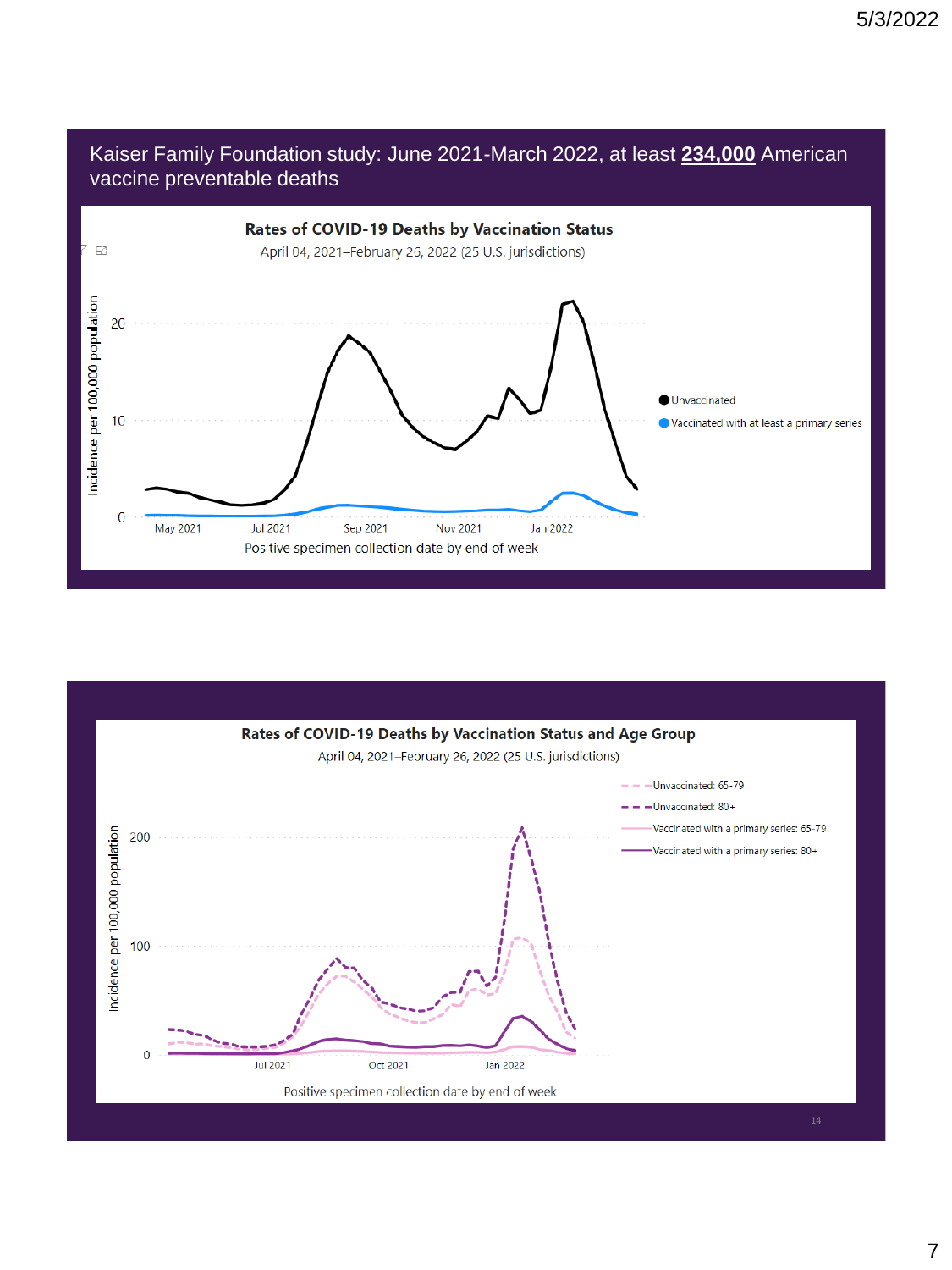## Kaiser Family Foundation study: June 2021-March 2022, at least **234,000** American vaccine preventable deaths

**Rates of COVID-19 Deaths by Vaccination Status**

April 04, 2021–February 26, 2022 (25 U.S. jurisdictions)

Incidence per 100,000 population

20

10

0

May 2021 | Jul 2021 | Sep 2021 | Nov 2021 | Jan 2022

Positive specimen collection date by end of week

- Unvaccinated
- Vaccinated with at least a primary series

**Rates of COVID-19 Deaths by Vaccination Status and Age Group**

April 04, 2021–February 26, 2022 (25 U.S. jurisdictions)

Incidence per 100,000 population

200

100

0

Jul 2021 | Oct 2021 | Jan 2022

Positive specimen collection date by end of week

- Unvaccinated: 65-79
- Unvaccinated: 80+
- Vaccinated with a primary series: 65-79
- Vaccinated with a primary series: 80+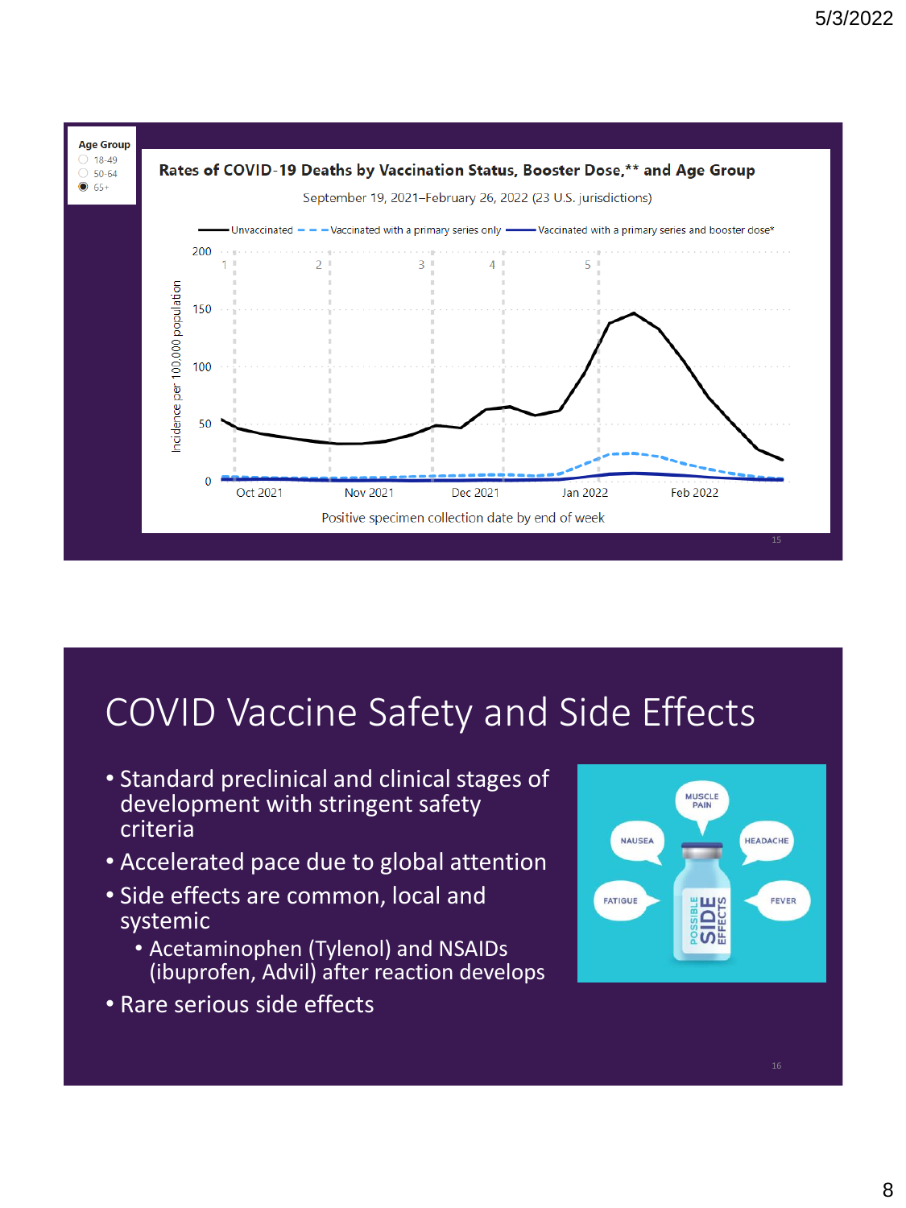**Age Group**

- 18-49
- 50-64
- 65+

**Rates of COVID-19 Deaths by Vaccination Status, Booster Dose,\*\* and Age Group**

September 19, 2021–February 26, 2022 (23 U.S. jurisdictions)

Unvaccinated — Vaccinated with a primary series only — Vaccinated with a primary series and booster dose*

Incidence per 100,000 population

Positive specimen collection date by end of week

# COVID Vaccine Safety and Side Effects

- Standard preclinical and clinical stages of development with stringent safety criteria
- Accelerated pace due to global attention
- Side effects are common, local and systemic
  - Acetaminophen (Tylenol) and NSAIDs (ibuprofen, Advil) after reaction develops
- Rare serious side effects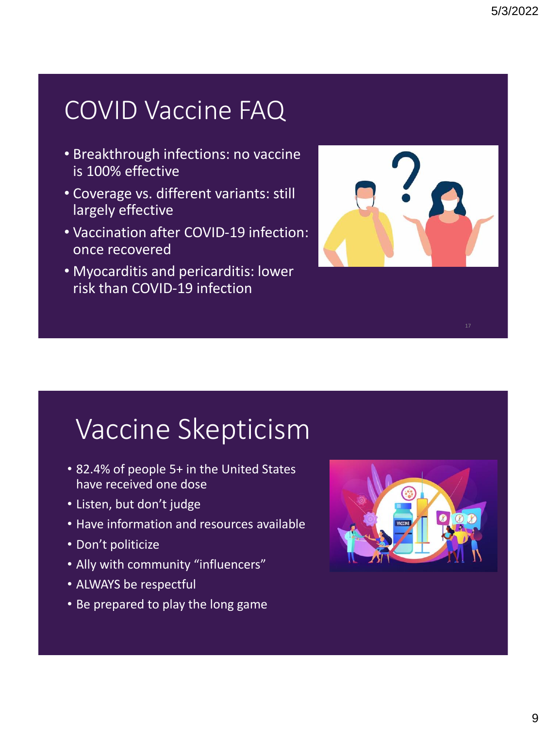# COVID Vaccine FAQ

- Breakthrough infections: no vaccine is 100% effective
- Coverage vs. different variants: still largely effective
- Vaccination after COVID-19 infection: once recovered
- Myocarditis and pericarditis: lower risk than COVID-19 infection

# Vaccine Skepticism

- 82.4% of people 5+ in the United States have received one dose
- Listen, but don't judge
- Have information and resources available
- Don't politicize
- Ally with community "influencers"
- ALWAYS be respectful
- Be prepared to play the long game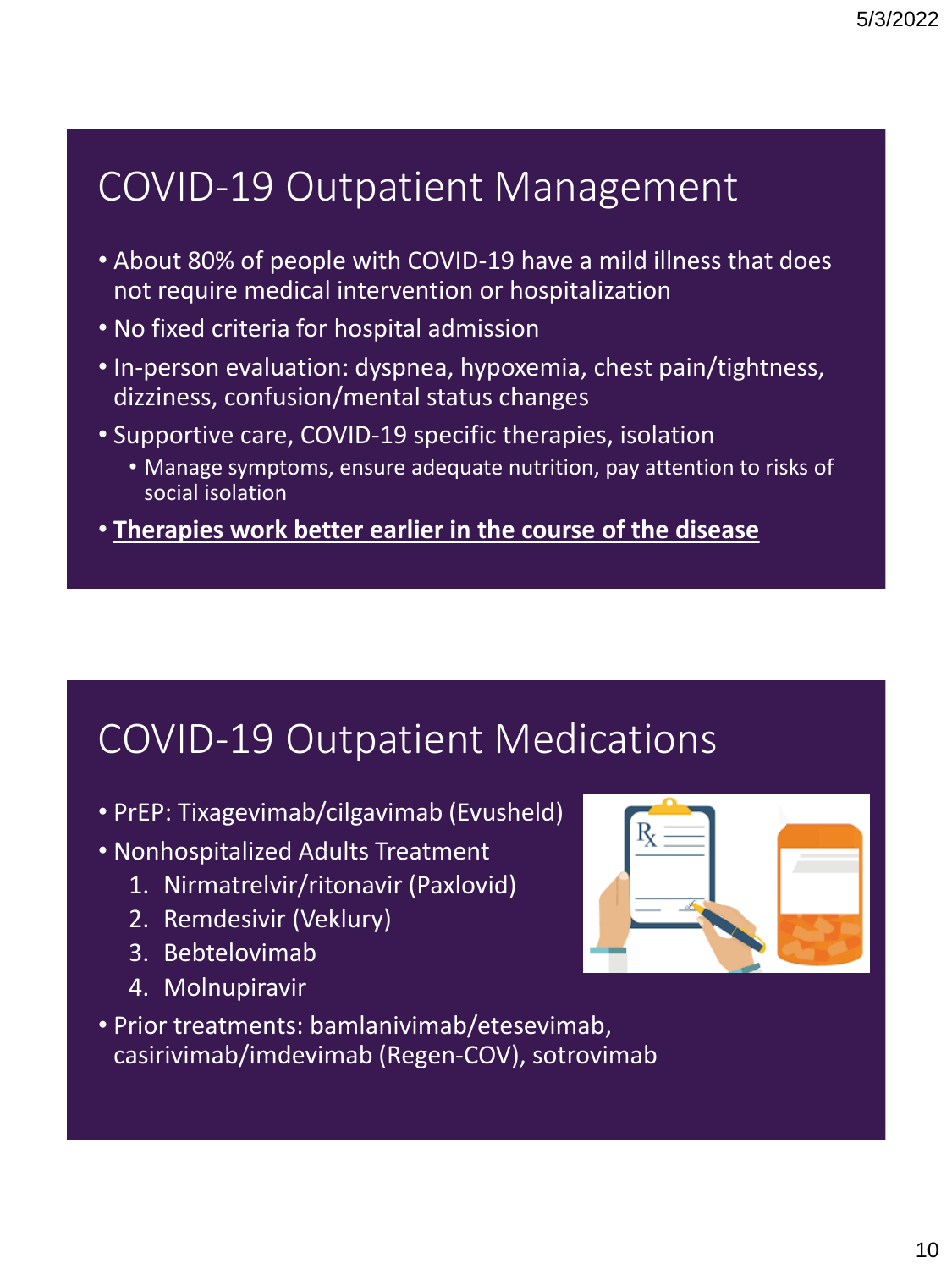## COVID-19 Outpatient Management

- About 80% of people with COVID-19 have a mild illness that does not require medical intervention or hospitalization
- No fixed criteria for hospital admission
- In-person evaluation: dyspnea, hypoxemia, chest pain/tightness, dizziness, confusion/mental status changes
- Supportive care, COVID-19 specific therapies, isolation
  - Manage symptoms, ensure adequate nutrition, pay attention to risks of social isolation
- **Therapies work better earlier in the course of the disease**

## COVID-19 Outpatient Medications

- PrEP: Tixagevimab/cilgavimab (Evusheld)
- Nonhospitalized Adults Treatment
  1. Nirmatrelvir/ritonavir (Paxlovid)
  2. Remdesivir (Veklury)
  3. Bebtelovimab
  4. Molnupiravir
- Prior treatments: bamlanivimab/etesevimab, casirivimab/imdevimab (Regen-COV), sotrovimab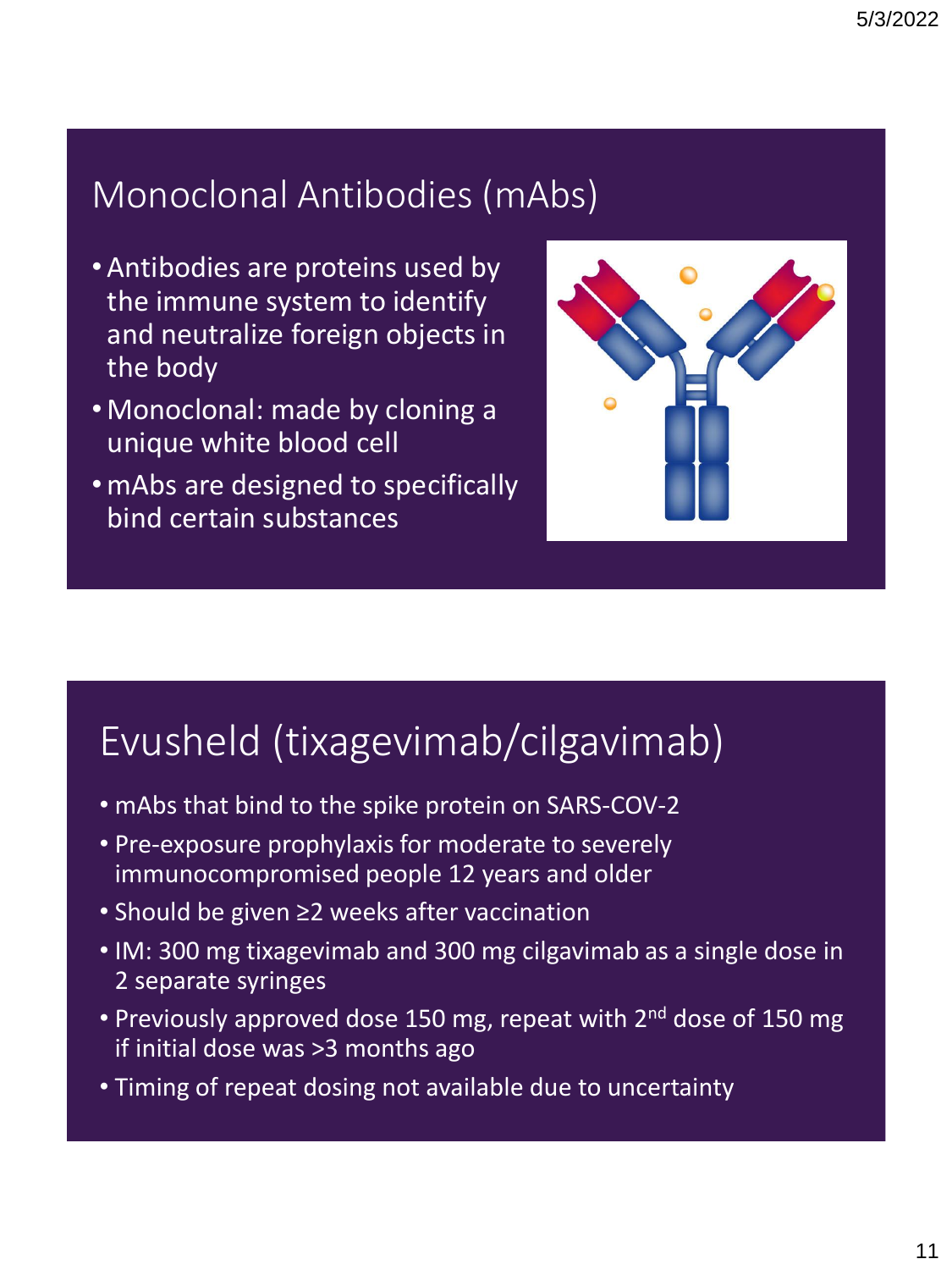## Monoclonal Antibodies (mAbs)

- Antibodies are proteins used by the immune system to identify and neutralize foreign objects in the body
- Monoclonal: made by cloning a unique white blood cell
- mAbs are designed to specifically bind certain substances

## Evusheld (tixagevimab/cilgavimab)

- mAbs that bind to the spike protein on SARS-COV-2
- Pre-exposure prophylaxis for moderate to severely immunocompromised people 12 years and older
- Should be given ≥2 weeks after vaccination
- IM: 300 mg tixagevimab and 300 mg cilgavimab as a single dose in 2 separate syringes
- Previously approved dose 150 mg, repeat with 2nd dose of 150 mg if initial dose was >3 months ago
- Timing of repeat dosing not available due to uncertainty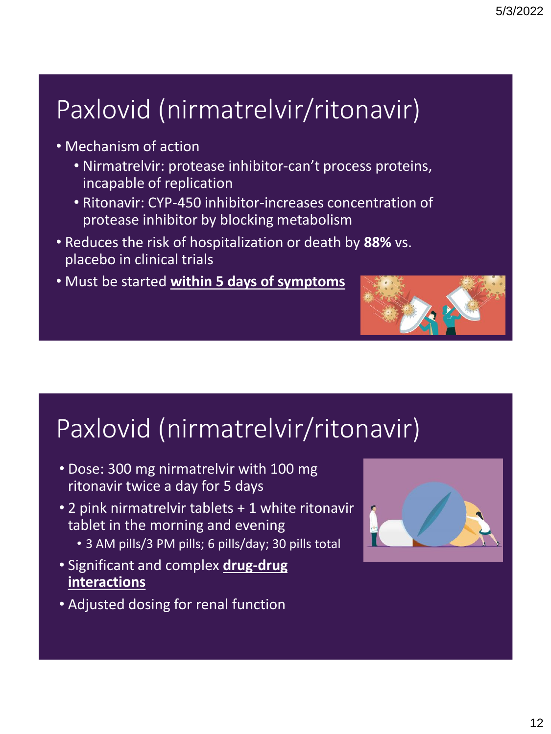# Paxlovid (nirmatrelvir/ritonavir)

- Mechanism of action
  - Nirmatrelvir: protease inhibitor-can't process proteins, incapable of replication
  - Ritonavir: CYP-450 inhibitor-increases concentration of protease inhibitor by blocking metabolism
- Reduces the risk of hospitalization or death by **88%** vs. placebo in clinical trials
- Must be started **within 5 days of symptoms**

# Paxlovid (nirmatrelvir/ritonavir)

- Dose: 300 mg nirmatrelvir with 100 mg ritonavir twice a day for 5 days
- 2 pink nirmatrelvir tablets + 1 white ritonavir tablet in the morning and evening
  - 3 AM pills/3 PM pills; 6 pills/day; 30 pills total
- Significant and complex **drug-drug interactions**
- Adjusted dosing for renal function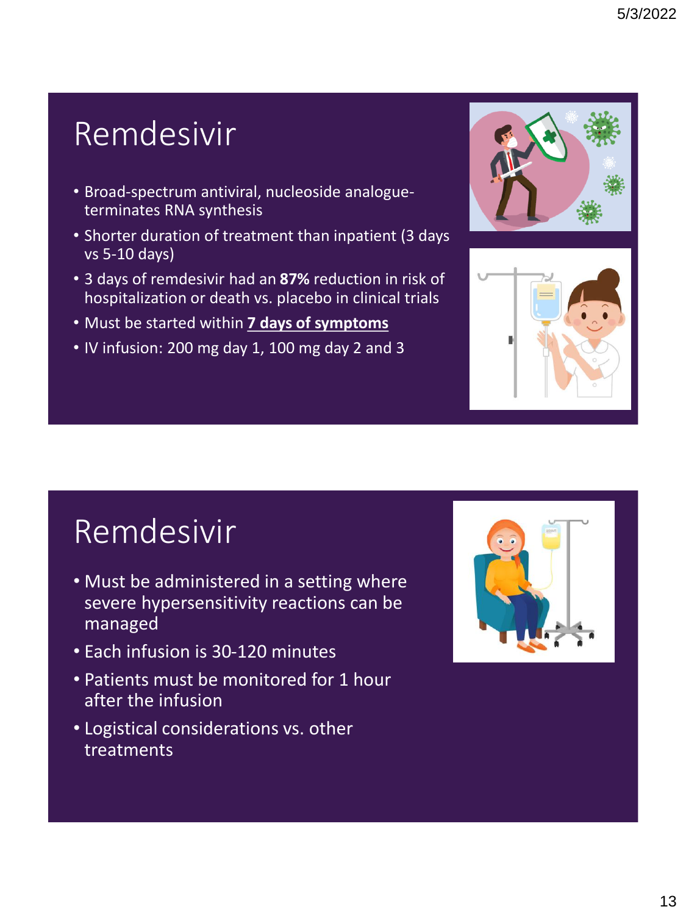# Remdesivir

- Broad-spectrum antiviral, nucleoside analogue-terminates RNA synthesis
- Shorter duration of treatment than inpatient (3 days vs 5-10 days)
- 3 days of remdesivir had an **87%** reduction in risk of hospitalization or death vs. placebo in clinical trials
- Must be started within **7 days of symptoms**
- IV infusion: 200 mg day 1, 100 mg day 2 and 3

# Remdesivir

- Must be administered in a setting where severe hypersensitivity reactions can be managed
- Each infusion is 30-120 minutes
- Patients must be monitored for 1 hour after the infusion
- Logistical considerations vs. other treatments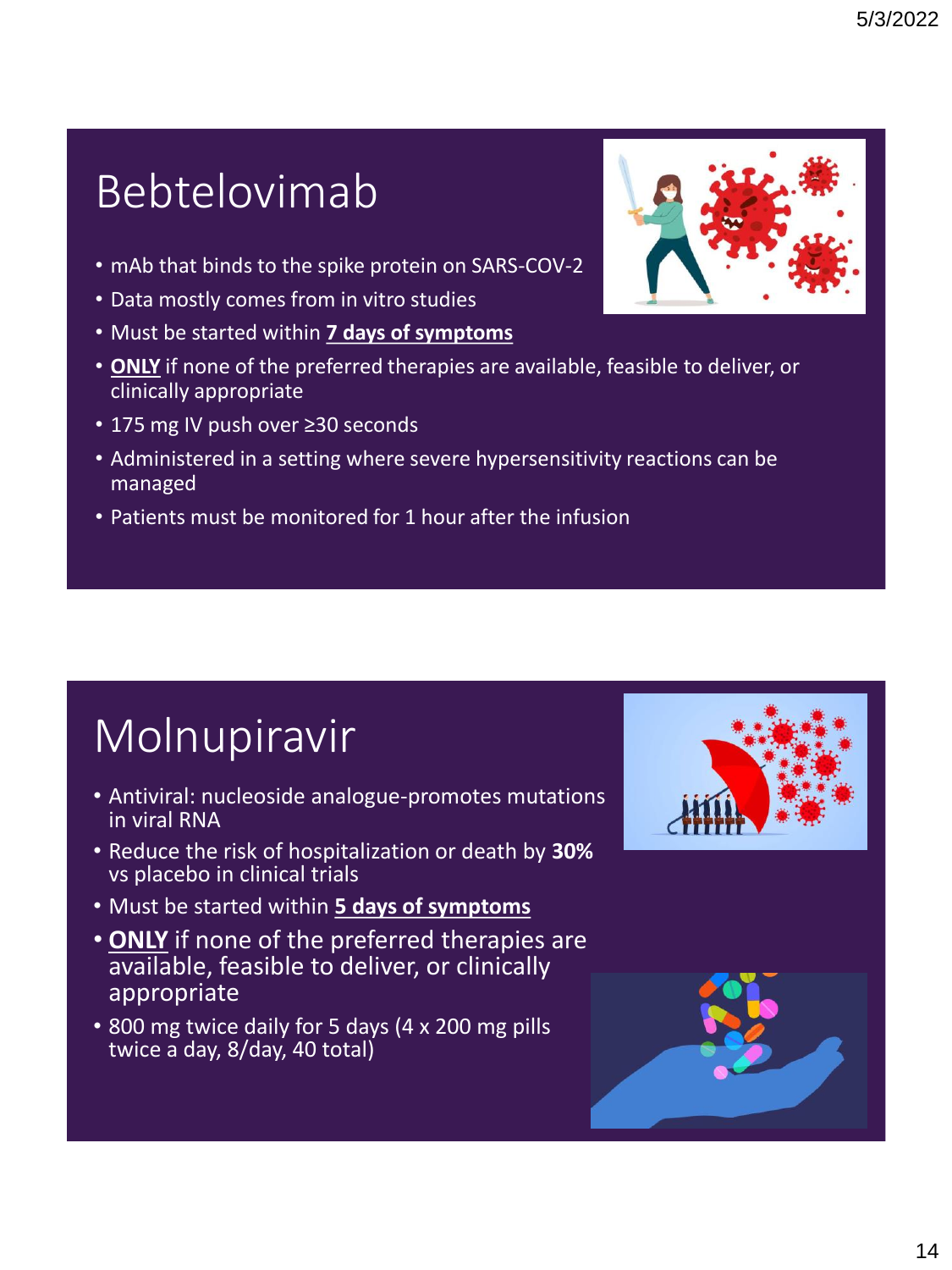# Bebtelovimab

- mAb that binds to the spike protein on SARS-COV-2
- Data mostly comes from in vitro studies
- Must be started within **7 days of symptoms**
- **ONLY** if none of the preferred therapies are available, feasible to deliver, or clinically appropriate
- 175 mg IV push over ≥30 seconds
- Administered in a setting where severe hypersensitivity reactions can be managed
- Patients must be monitored for 1 hour after the infusion

# Molnupiravir

- Antiviral: nucleoside analogue-promotes mutations in viral RNA
- Reduce the risk of hospitalization or death by **30%** vs placebo in clinical trials
- Must be started within **5 days of symptoms**
- **ONLY** if none of the preferred therapies are available, feasible to deliver, or clinically appropriate
- 800 mg twice daily for 5 days (4 x 200 mg pills twice a day, 8/day, 40 total)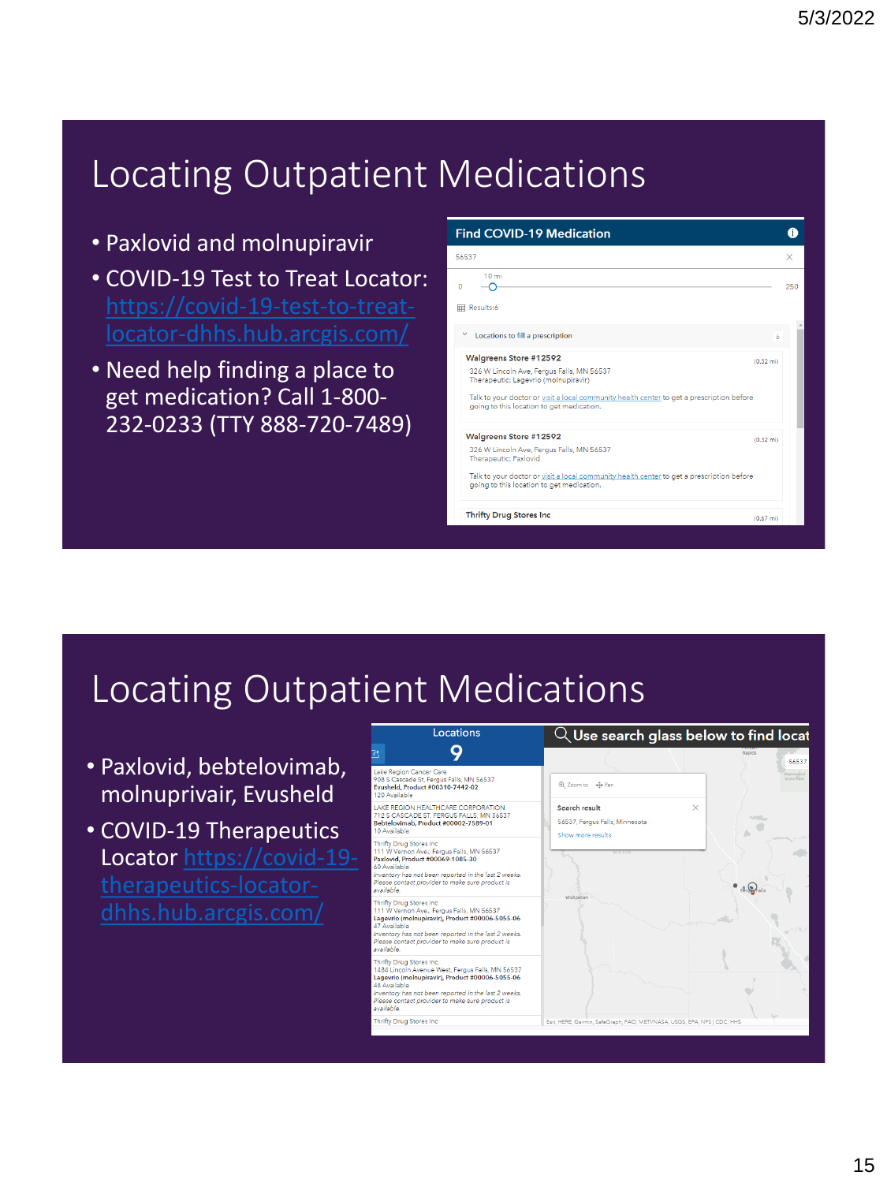# Locating Outpatient Medications

- Paxlovid and molnupiravir
- COVID-19 Test to Treat Locator: https://covid-19-test-to-treat-locator-dhhs.hub.arcgis.com/
- Need help finding a place to get medication? Call 1-800-232-0233 (TTY 888-720-7489)

# Locating Outpatient Medications

- Paxlovid, bebtelovimab, molnuprivair, Evusheld
- COVID-19 Therapeutics Locator https://covid-19-therapeutics-locator-dhhs.hub.arcgis.com/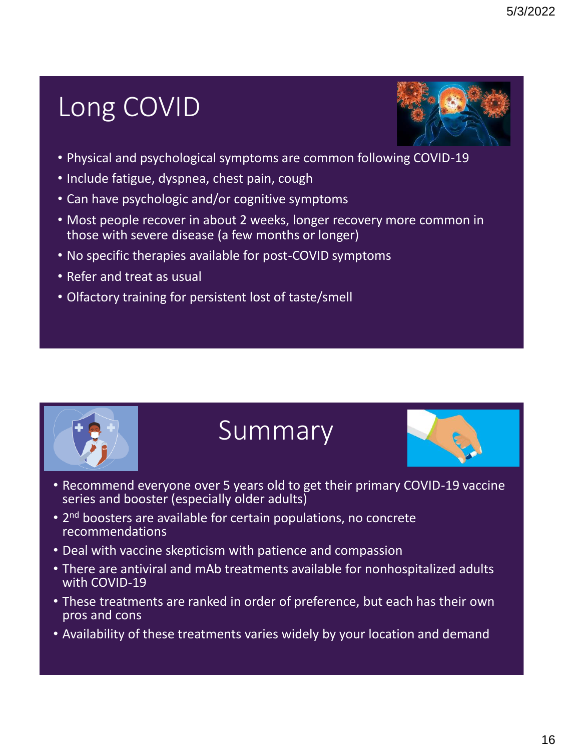# Long COVID

- Physical and psychological symptoms are common following COVID-19
- Include fatigue, dyspnea, chest pain, cough
- Can have psychologic and/or cognitive symptoms
- Most people recover in about 2 weeks, longer recovery more common in those with severe disease (a few months or longer)
- No specific therapies available for post-COVID symptoms
- Refer and treat as usual
- Olfactory training for persistent lost of taste/smell

# Summary

- Recommend everyone over 5 years old to get their primary COVID-19 vaccine series and booster (especially older adults)
- 2nd boosters are available for certain populations, no concrete recommendations
- Deal with vaccine skepticism with patience and compassion
- There are antiviral and mAb treatments available for nonhospitalized adults with COVID-19
- These treatments are ranked in order of preference, but each has their own pros and cons
- Availability of these treatments varies widely by your location and demand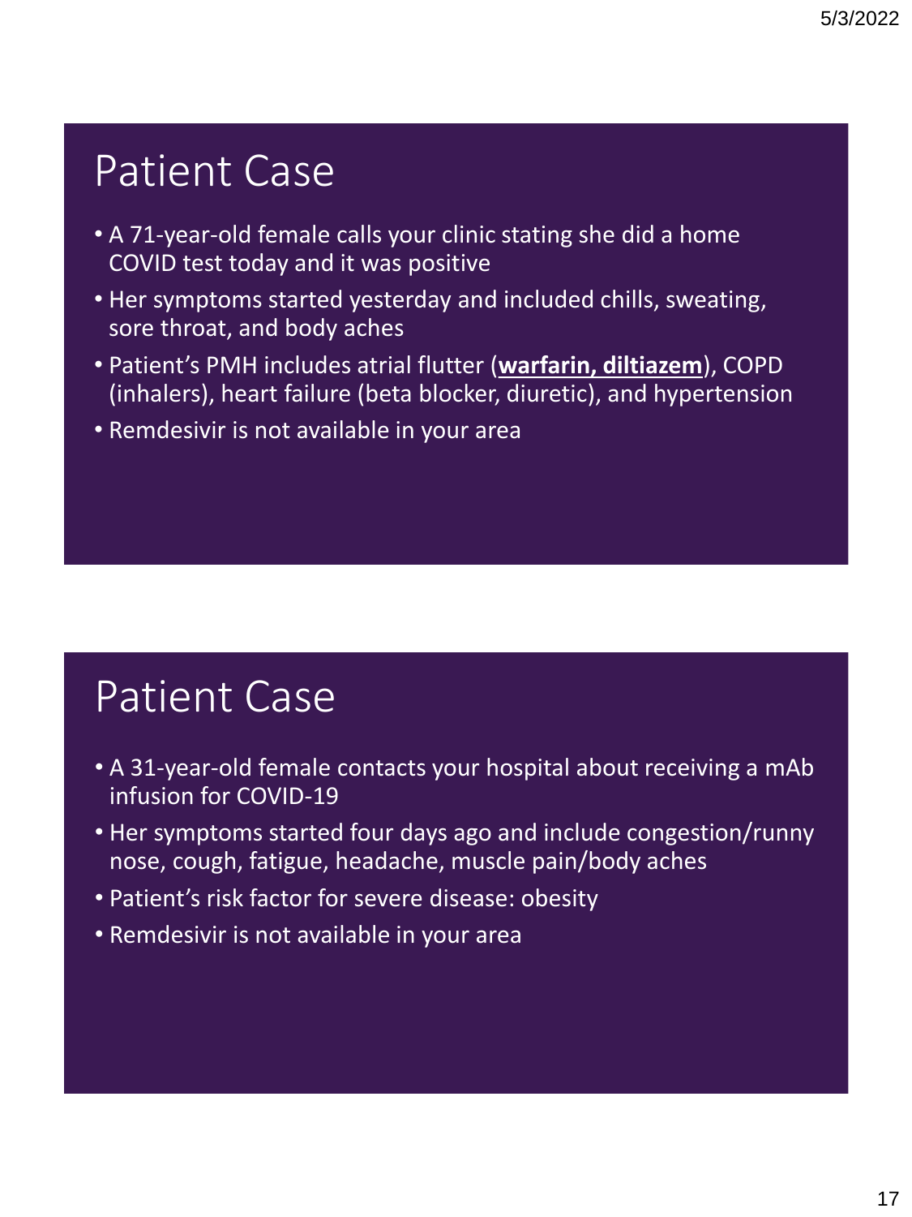# Patient Case

- A 71-year-old female calls your clinic stating she did a home COVID test today and it was positive
- Her symptoms started yesterday and included chills, sweating, sore throat, and body aches
- Patient's PMH includes atrial flutter (**warfarin, diltiazem**), COPD (inhalers), heart failure (beta blocker, diuretic), and hypertension
- Remdesivir is not available in your area

# Patient Case

- A 31-year-old female contacts your hospital about receiving a mAb infusion for COVID-19
- Her symptoms started four days ago and include congestion/runny nose, cough, fatigue, headache, muscle pain/body aches
- Patient's risk factor for severe disease: obesity
- Remdesivir is not available in your area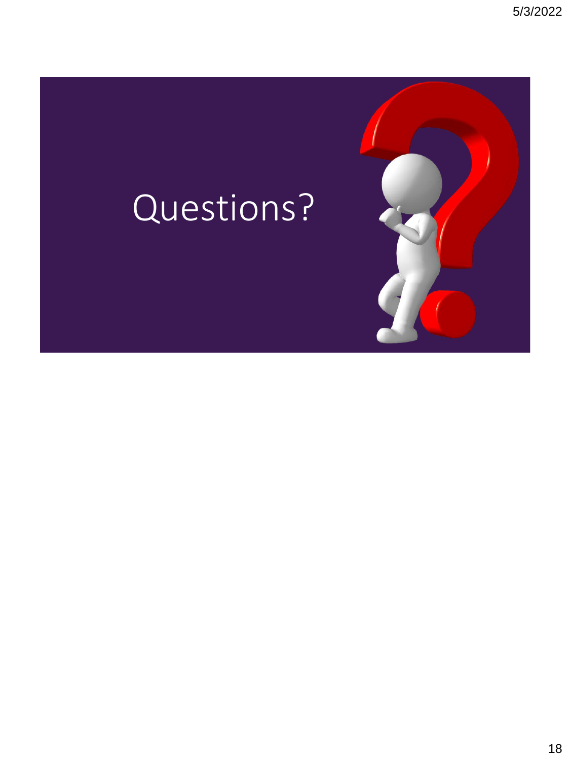# Questions?